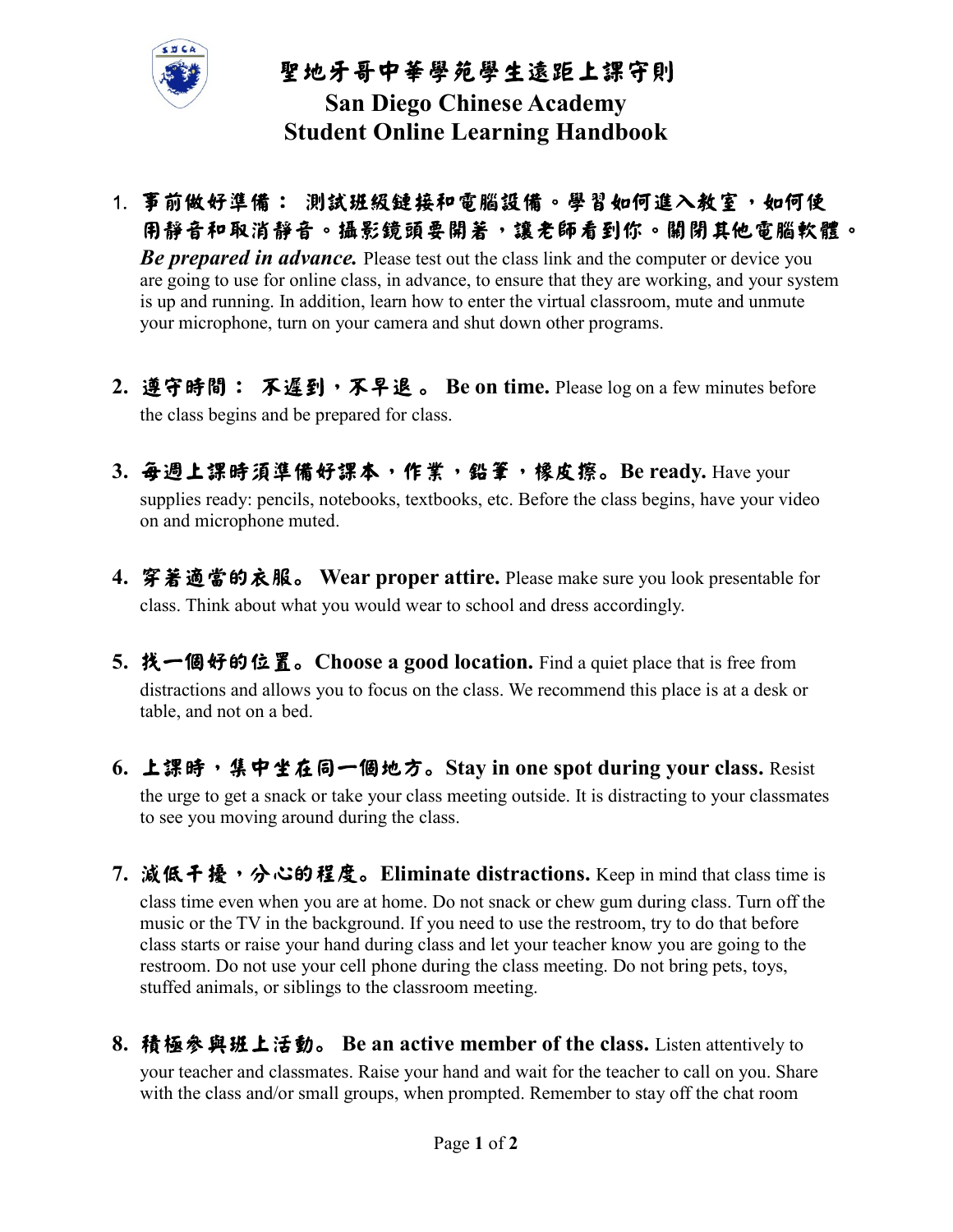# 聖地牙哥中華學苑學生遠距上課守則

# San Diego Chinese Academy
# Student Online Learning Handbook

1. **事前做好準備： 測試班級鏈接和電腦設備。學習如何進入教室，如何使用靜音和取消靜音。攝影鏡頭要開着，讓老師看到你。關閉其他電腦軟體。** ***Be prepared in advance.*** Please test out the class link and the computer or device you are going to use for online class, in advance, to ensure that they are working, and your system is up and running. In addition, learn how to enter the virtual classroom, mute and unmute your microphone, turn on your camera and shut down other programs.

2. **遵守時間： 不遲到，不早退 。 Be on time.** Please log on a few minutes before the class begins and be prepared for class.

3. **每週上課時須準備好課本，作業，鉛筆，橡皮擦。Be ready.** Have your supplies ready: pencils, notebooks, textbooks, etc. Before the class begins, have your video on and microphone muted.

4. **穿着適當的衣服。 Wear proper attire.** Please make sure you look presentable for class. Think about what you would wear to school and dress accordingly.

5. **找一個好的位置。Choose a good location.** Find a quiet place that is free from distractions and allows you to focus on the class. We recommend this place is at a desk or table, and not on a bed.

6. **上課時，集中坐在同一個地方。Stay in one spot during your class.** Resist the urge to get a snack or take your class meeting outside. It is distracting to your classmates to see you moving around during the class.

7. **減低干擾，分心的程度。Eliminate distractions.** Keep in mind that class time is class time even when you are at home. Do not snack or chew gum during class. Turn off the music or the TV in the background. If you need to use the restroom, try to do that before class starts or raise your hand during class and let your teacher know you are going to the restroom. Do not use your cell phone during the class meeting. Do not bring pets, toys, stuffed animals, or siblings to the classroom meeting.

8. **積極參與班上活動。 Be an active member of the class.** Listen attentively to your teacher and classmates. Raise your hand and wait for the teacher to call on you. Share with the class and/or small groups, when prompted. Remember to stay off the chat room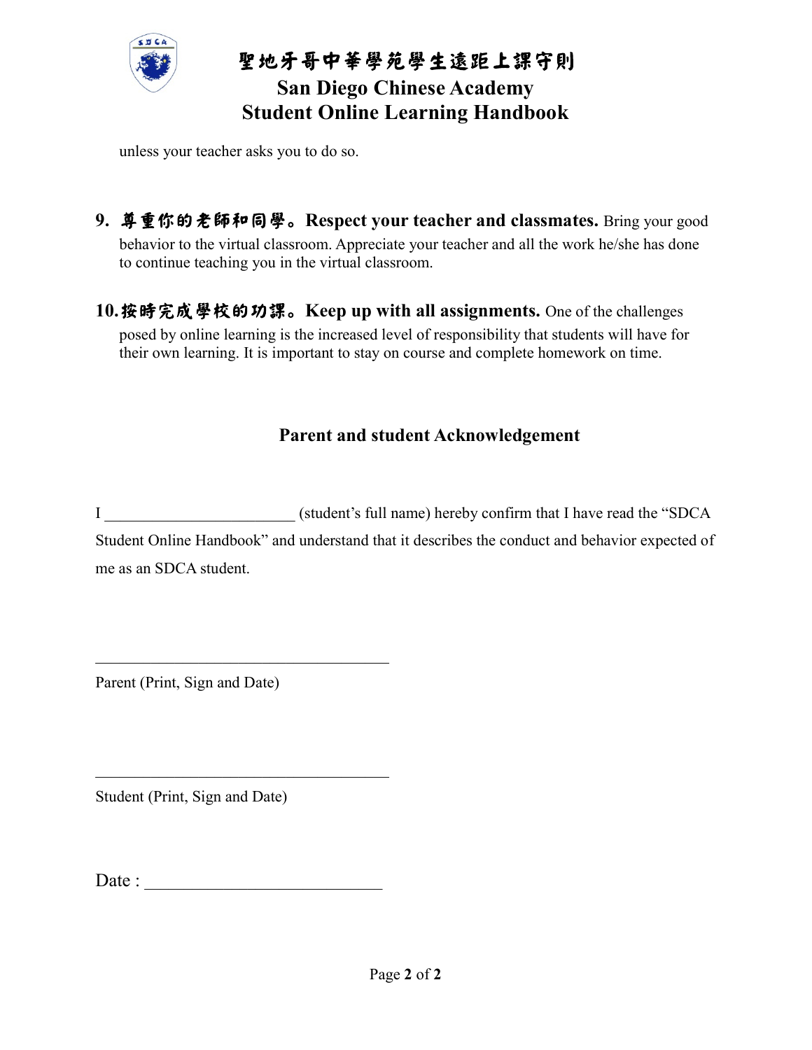unless your teacher asks you to do so.

9. **尊重你的老師和同學。Respect your teacher and classmates.** Bring your good behavior to the virtual classroom. Appreciate your teacher and all the work he/she has done to continue teaching you in the virtual classroom.

10. **按時完成學校的功課。Keep up with all assignments.** One of the challenges posed by online learning is the increased level of responsibility that students will have for their own learning. It is important to stay on course and complete homework on time.

## Parent and student Acknowledgement

I ________________________ (student's full name) hereby confirm that I have read the "SDCA Student Online Handbook" and understand that it describes the conduct and behavior expected of me as an SDCA student.

_____________________________________

Parent (Print, Sign and Date)

_____________________________________

Student (Print, Sign and Date)

Date : __________________________